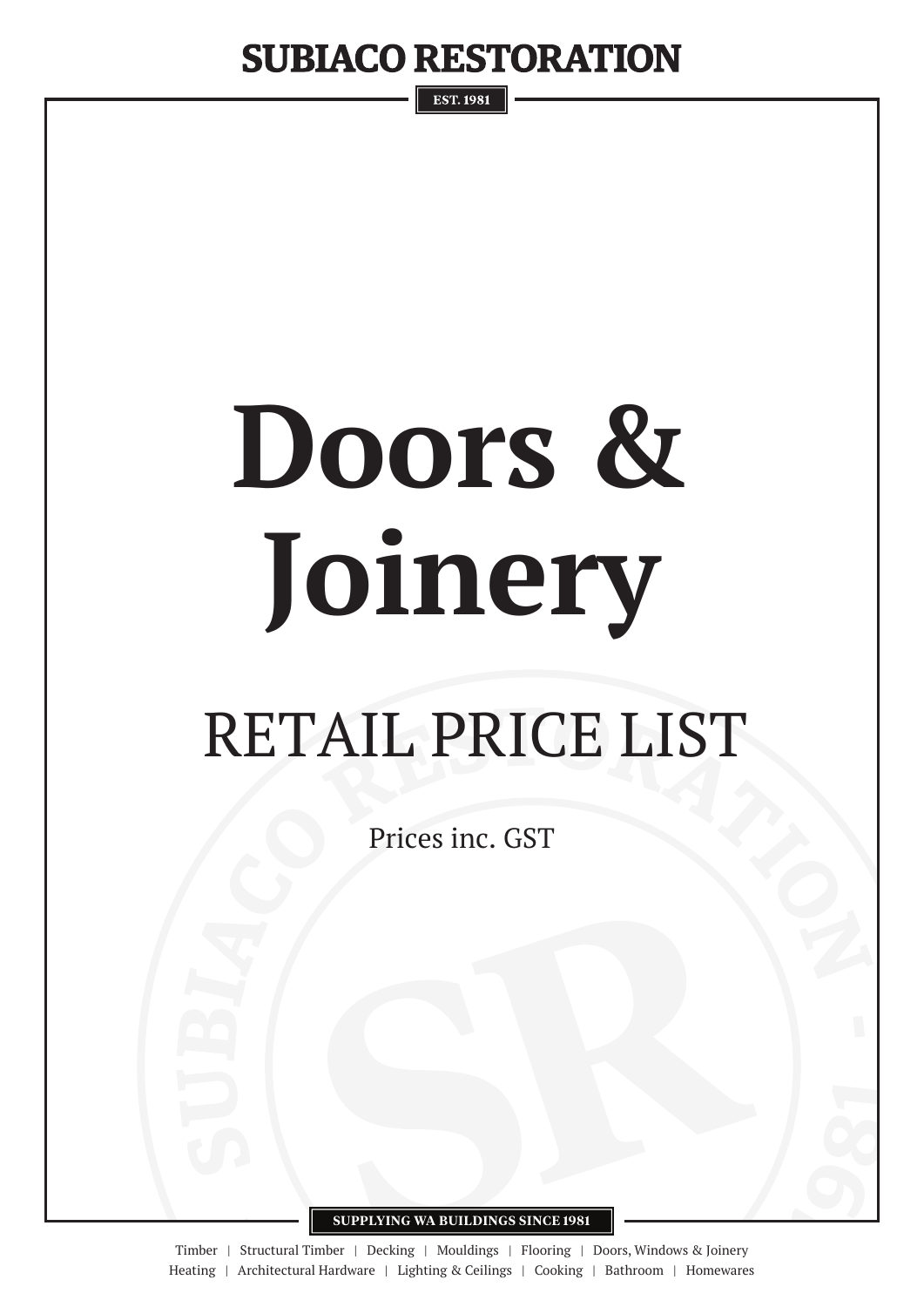# SUBIACO RESTORATION

EST. 1981

# Doors & Joinery

## RETAIL PRICE LIST

Prices inc. GST

SUPPLYING WA BUILDINGS SINCE 1981

Timber | Structural Timber | Decking | Mouldings | Flooring | Doors, Windows & Joinery
Heating | Architectural Hardware | Lighting & Ceilings | Cooking | Bathroom | Homewares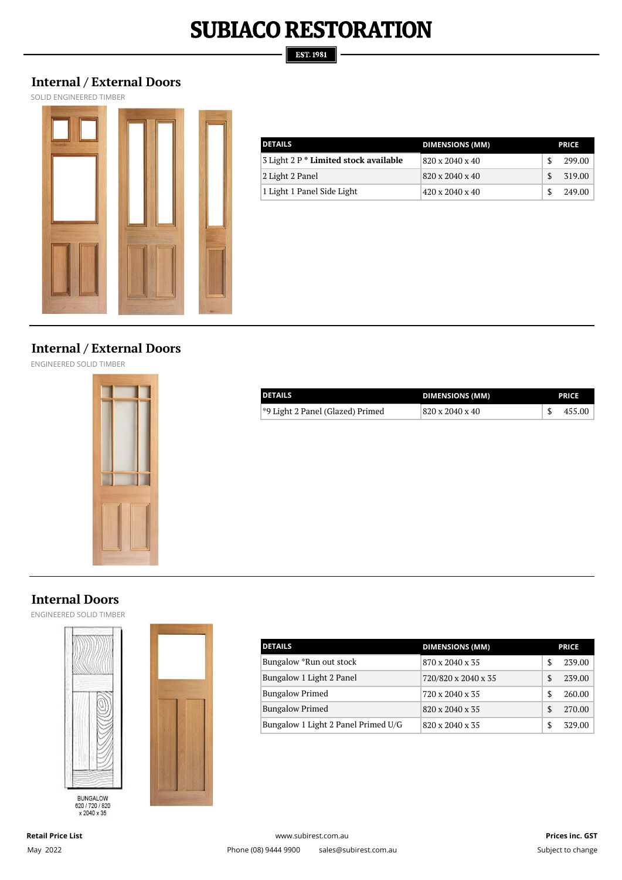# SUBIACO RESTORATION

EST. 1981

## Internal / External Doors

SOLID ENGINEERED TIMBER

| DETAILS | DIMENSIONS (MM) | PRICE |
|---|---|---|
| 3 Light 2 P * **Limited stock available** | 820 x 2040 x 40 | $ 299.00 |
| 2 Light 2 Panel | 820 x 2040 x 40 | $ 319.00 |
| 1 Light 1 Panel Side Light | 420 x 2040 x 40 | $ 249.00 |

## Internal / External Doors

ENGINEERED SOLID TIMBER

| DETAILS | DIMENSIONS (MM) | PRICE |
|---|---|---|
| *9 Light 2 Panel (Glazed) Primed | 820 x 2040 x 40 | $ 455.00 |

## Internal Doors

ENGINEERED SOLID TIMBER

BUNGALOW
620 / 720 / 820
x 2040 x 35

| DETAILS | DIMENSIONS (MM) | PRICE |
|---|---|---|
| Bungalow *Run out stock | 870 x 2040 x 35 | $ 239.00 |
| Bungalow 1 Light 2 Panel | 720/820 x 2040 x 35 | $ 239.00 |
| Bungalow Primed | 720 x 2040 x 35 | $ 260.00 |
| Bungalow Primed | 820 x 2040 x 35 | $ 270.00 |
| Bungalow 1 Light 2 Panel Primed U/G | 820 x 2040 x 35 | $ 329.00 |

**Retail Price List**
May 2022

www.subirest.com.au
Phone (08) 9444 9900 sales@subirest.com.au

**Prices inc. GST**
Subject to change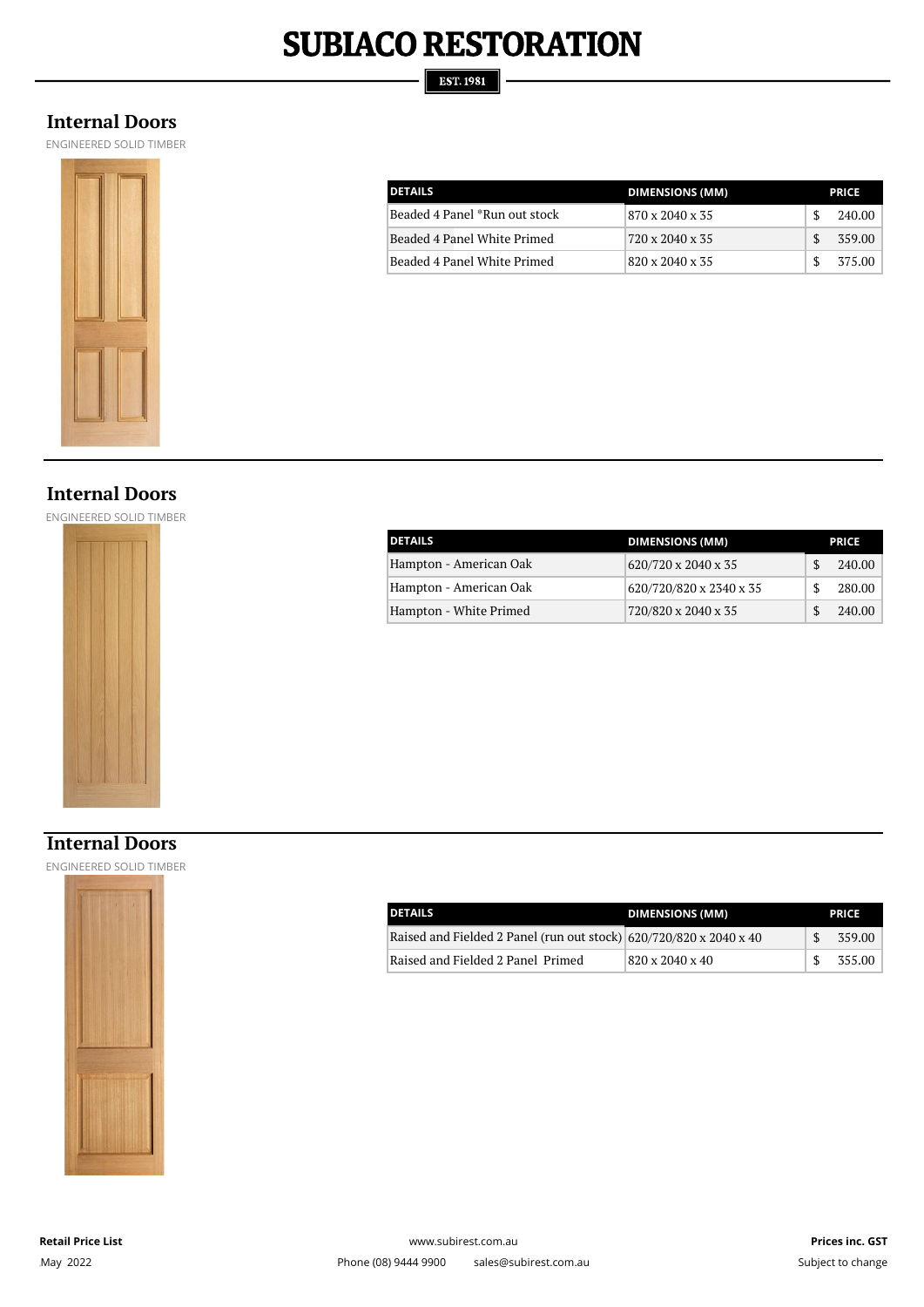# SUBIACO RESTORATION

EST. 1981

## Internal Doors

ENGINEERED SOLID TIMBER

| DETAILS | DIMENSIONS (MM) | PRICE |
|---|---|---|
| Beaded 4 Panel *Run out stock | 870 x 2040 x 35 | $ 240.00 |
| Beaded 4 Panel White Primed | 720 x 2040 x 35 | $ 359.00 |
| Beaded 4 Panel White Primed | 820 x 2040 x 35 | $ 375.00 |

## Internal Doors

ENGINEERED SOLID TIMBER

| DETAILS | DIMENSIONS (MM) | PRICE |
|---|---|---|
| Hampton - American Oak | 620/720 x 2040 x 35 | $ 240.00 |
| Hampton - American Oak | 620/720/820 x 2340 x 35 | $ 280.00 |
| Hampton - White Primed | 720/820 x 2040 x 35 | $ 240.00 |

## Internal Doors

ENGINEERED SOLID TIMBER

| DETAILS | DIMENSIONS (MM) | PRICE |
|---|---|---|
| Raised and Fielded 2 Panel (run out stock) | 620/720/820 x 2040 x 40 | $ 359.00 |
| Raised and Fielded 2 Panel Primed | 820 x 2040 x 40 | $ 355.00 |

**Retail Price List**
May 2022

www.subirest.com.au
Phone (08) 9444 9900 sales@subirest.com.au

**Prices inc. GST**
Subject to change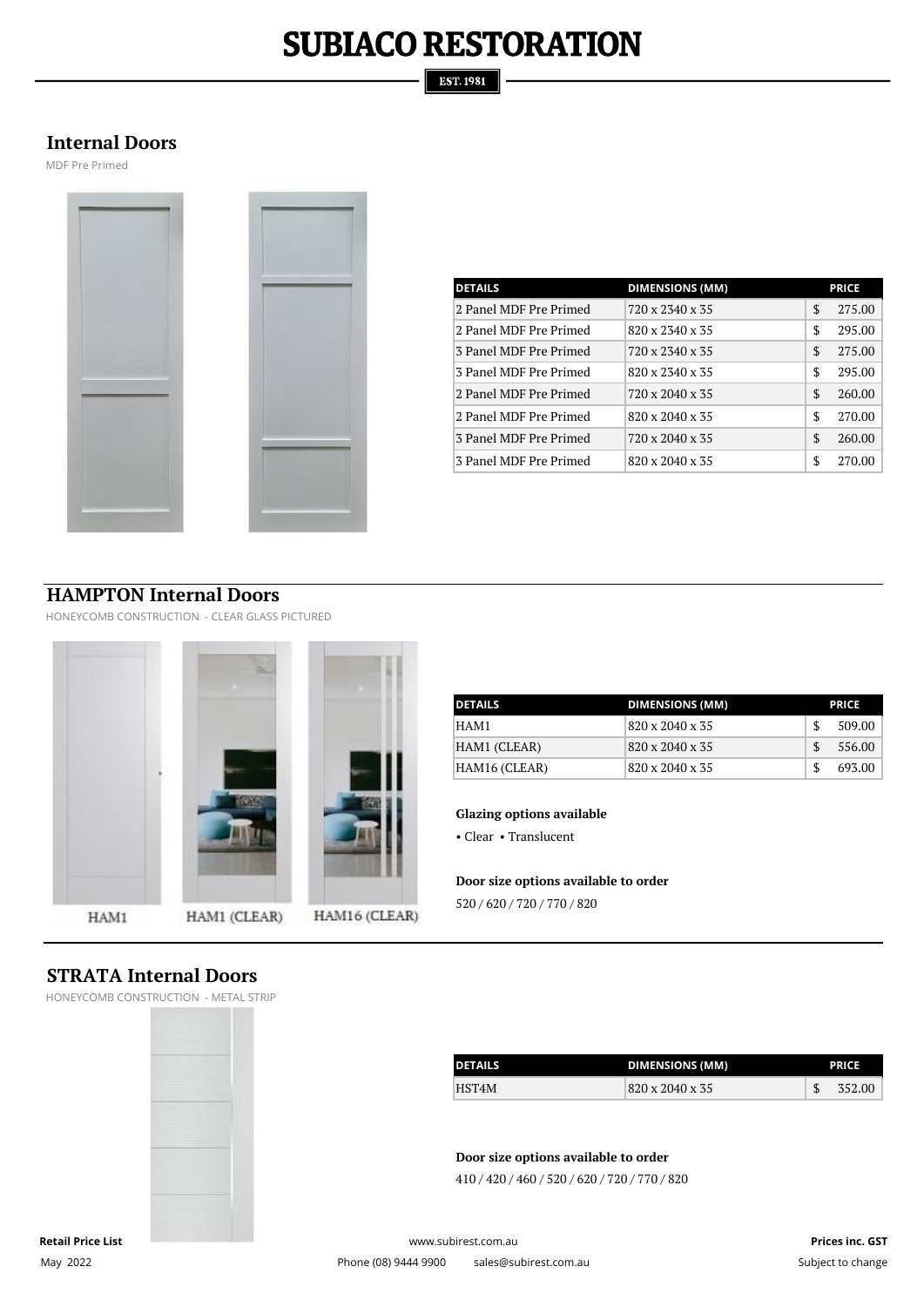# SUBIACO RESTORATION

EST. 1981

## Internal Doors

MDF Pre Primed

| DETAILS | DIMENSIONS (MM) | PRICE |
|---|---|---|
| 2 Panel MDF Pre Primed | 720 x 2340 x 35 | $ 275.00 |
| 2 Panel MDF Pre Primed | 820 x 2340 x 35 | $ 295.00 |
| 3 Panel MDF Pre Primed | 720 x 2340 x 35 | $ 275.00 |
| 3 Panel MDF Pre Primed | 820 x 2340 x 35 | $ 295.00 |
| 2 Panel MDF Pre Primed | 720 x 2040 x 35 | $ 260.00 |
| 2 Panel MDF Pre Primed | 820 x 2040 x 35 | $ 270.00 |
| 3 Panel MDF Pre Primed | 720 x 2040 x 35 | $ 260.00 |
| 3 Panel MDF Pre Primed | 820 x 2040 x 35 | $ 270.00 |

## HAMPTON Internal Doors

HONEYCOMB CONSTRUCTION - CLEAR GLASS PICTURED

HAM1 HAM1 (CLEAR) HAM16 (CLEAR)

| DETAILS | DIMENSIONS (MM) | PRICE |
|---|---|---|
| HAM1 | 820 x 2040 x 35 | $ 509.00 |
| HAM1 (CLEAR) | 820 x 2040 x 35 | $ 556.00 |
| HAM16 (CLEAR) | 820 x 2040 x 35 | $ 693.00 |

**Glazing options available**

• Clear • Translucent

**Door size options available to order**

520 / 620 / 720 / 770 / 820

## STRATA Internal Doors

HONEYCOMB CONSTRUCTION - METAL STRIP

| DETAILS | DIMENSIONS (MM) | PRICE |
|---|---|---|
| HST4M | 820 x 2040 x 35 | $ 352.00 |

**Door size options available to order**

410 / 420 / 460 / 520 / 620 / 720 / 770 / 820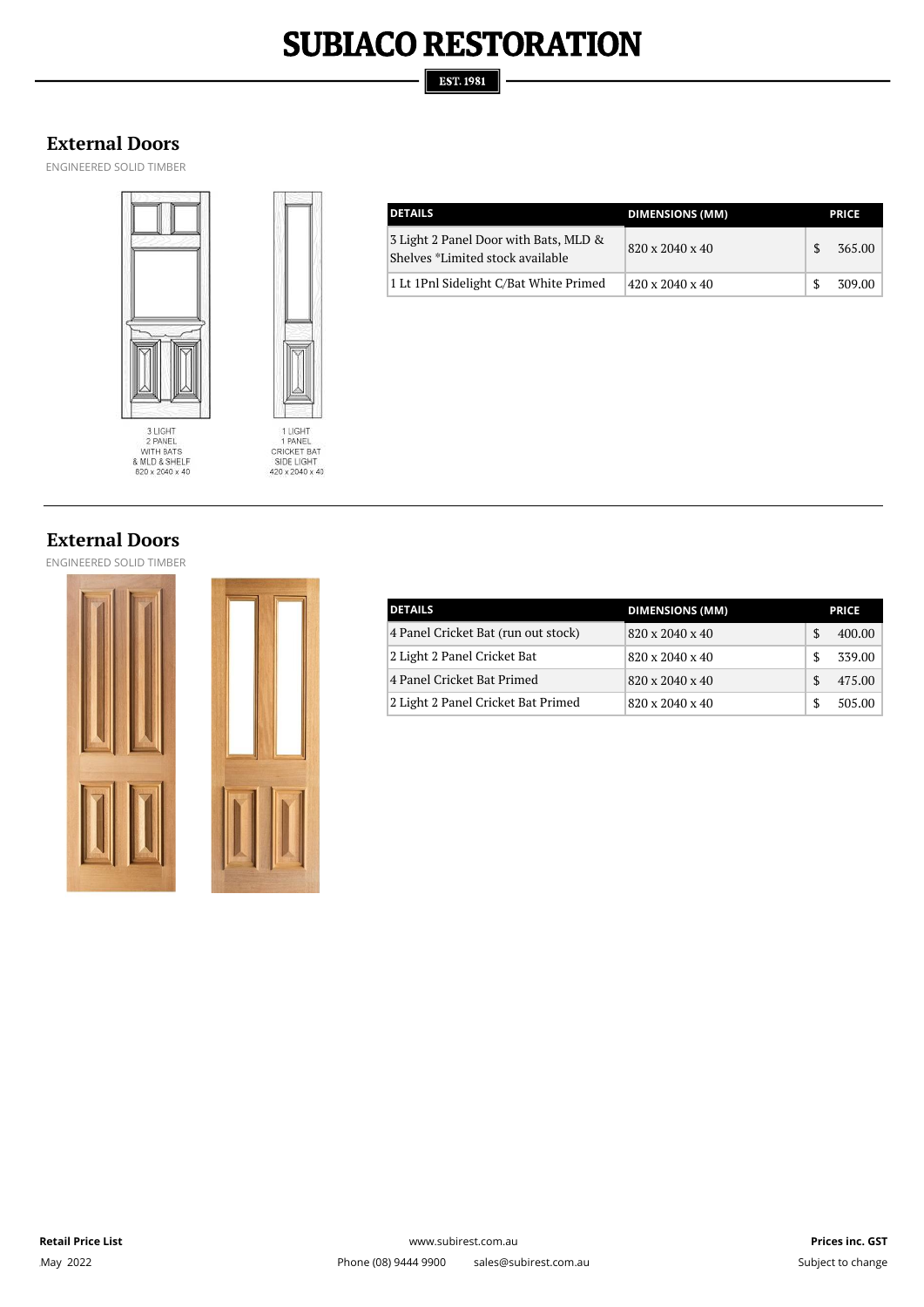## External Doors

ENGINEERED SOLID TIMBER

3 LIGHT
2 PANEL
WITH BATS
& MLD & SHELF
820 x 2040 x 40

1 LIGHT
1 PANEL
CRICKET BAT
SIDE LIGHT
420 x 2040 x 40

| DETAILS | DIMENSIONS (MM) | PRICE |
|---|---|---|
| 3 Light 2 Panel Door with Bats, MLD & Shelves *Limited stock available | 820 x 2040 x 40 | $ 365.00 |
| 1 Lt 1Pnl Sidelight C/Bat White Primed | 420 x 2040 x 40 | $ 309.00 |

## External Doors

ENGINEERED SOLID TIMBER

| DETAILS | DIMENSIONS (MM) | PRICE |
|---|---|---|
| 4 Panel Cricket Bat (run out stock) | 820 x 2040 x 40 | $ 400.00 |
| 2 Light 2 Panel Cricket Bat | 820 x 2040 x 40 | $ 339.00 |
| 4 Panel Cricket Bat Primed | 820 x 2040 x 40 | $ 475.00 |
| 2 Light 2 Panel Cricket Bat Primed | 820 x 2040 x 40 | $ 505.00 |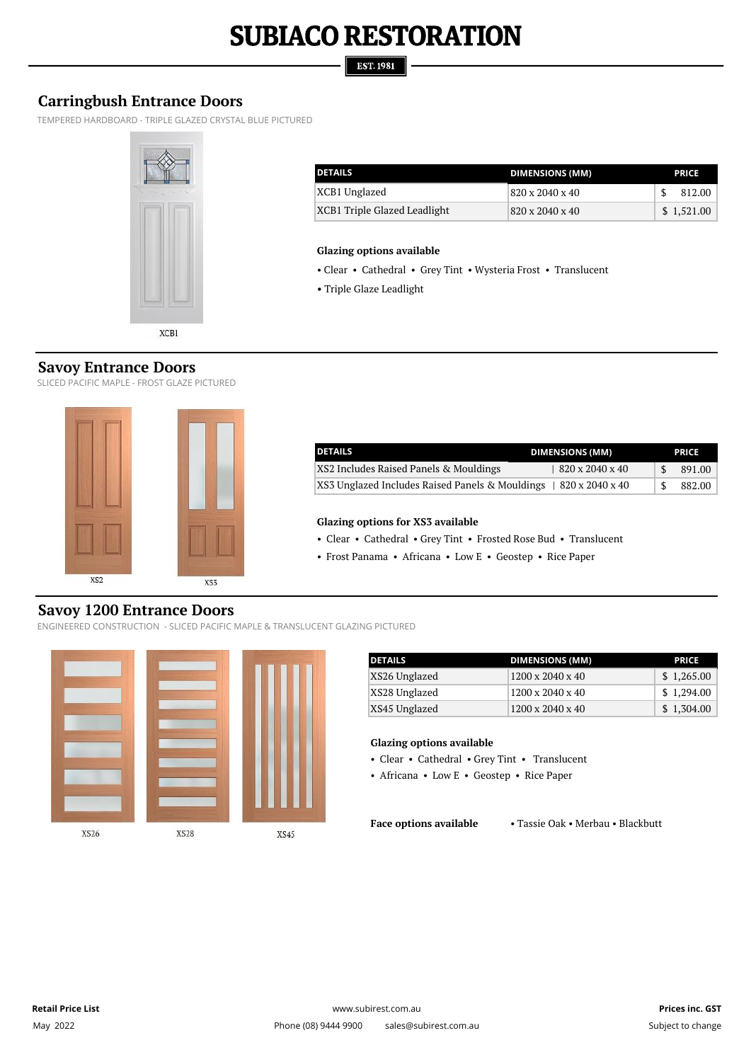# SUBIACO RESTORATION

EST. 1981

## Carringbush Entrance Doors

TEMPERED HARDBOARD - TRIPLE GLAZED CRYSTAL BLUE PICTURED

XCB1

| DETAILS | DIMENSIONS (MM) | PRICE |
|---|---|---|
| XCB1 Unglazed | 820 x 2040 x 40 | $ 812.00 |
| XCB1 Triple Glazed Leadlight | 820 x 2040 x 40 | $ 1,521.00 |

**Glazing options available**

• Clear • Cathedral • Grey Tint • Wysteria Frost • Translucent

• Triple Glaze Leadlight

## Savoy Entrance Doors

SLICED PACIFIC MAPLE - FROST GLAZE PICTURED

XS2 XS3

| DETAILS | DIMENSIONS (MM) | PRICE |
|---|---|---|
| XS2 Includes Raised Panels & Mouldings | 820 x 2040 x 40 | $ 891.00 |
| XS3 Unglazed Includes Raised Panels & Mouldings | 820 x 2040 x 40 | $ 882.00 |

**Glazing options for XS3 available**

• Clear • Cathedral • Grey Tint • Frosted Rose Bud • Translucent

• Frost Panama • Africana • Low E • Geostep • Rice Paper

## Savoy 1200 Entrance Doors

ENGINEERED CONSTRUCTION - SLICED PACIFIC MAPLE & TRANSLUCENT GLAZING PICTURED

XS26 XS28 XS45

| DETAILS | DIMENSIONS (MM) | PRICE |
|---|---|---|
| XS26 Unglazed | 1200 x 2040 x 40 | $ 1,265.00 |
| XS28 Unglazed | 1200 x 2040 x 40 | $ 1,294.00 |
| XS45 Unglazed | 1200 x 2040 x 40 | $ 1,304.00 |

**Glazing options available**

• Clear • Cathedral • Grey Tint • Translucent

• Africana • Low E • Geostep • Rice Paper

**Face options available** • Tassie Oak • Merbau • Blackbutt

**Retail Price List**
May 2022

www.subirest.com.au
Phone (08) 9444 9900 sales@subirest.com.au

**Prices inc. GST**
Subject to change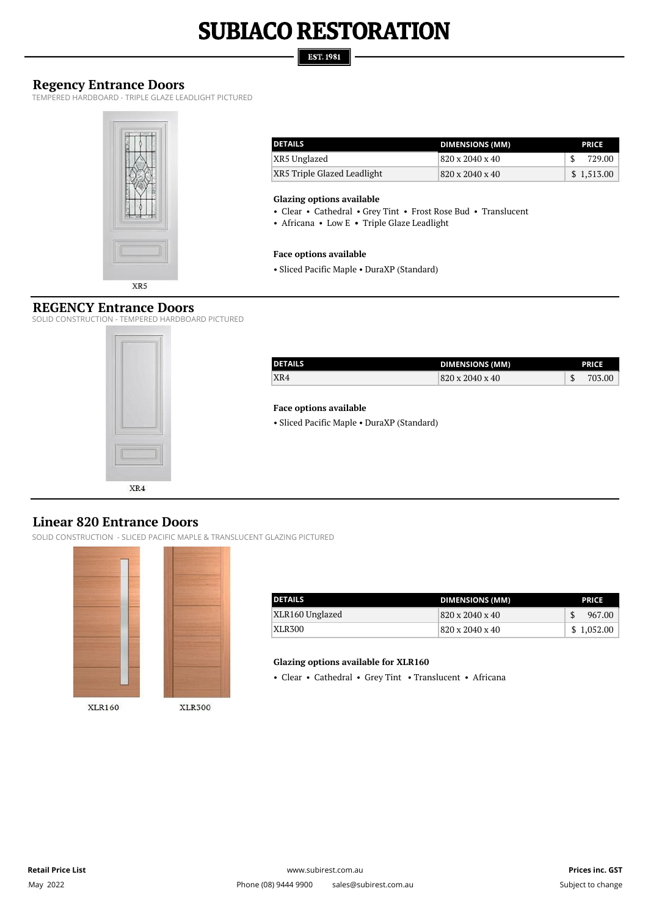# SUBIACO RESTORATION

EST. 1981

## Regency Entrance Doors

TEMPERED HARDBOARD - TRIPLE GLAZE LEADLIGHT PICTURED

XR5

| DETAILS | DIMENSIONS (MM) | PRICE |
|---|---|---|
| XR5 Unglazed | 820 x 2040 x 40 | $ 729.00 |
| XR5 Triple Glazed Leadlight | 820 x 2040 x 40 | $ 1,513.00 |

**Glazing options available**

- Clear • Cathedral • Grey Tint • Frost Rose Bud • Translucent
- Africana • Low E • Triple Glaze Leadlight

**Face options available**

• Sliced Pacific Maple • DuraXP (Standard)

## REGENCY Entrance Doors

SOLID CONSTRUCTION - TEMPERED HARDBOARD PICTURED

XR4

| DETAILS | DIMENSIONS (MM) | PRICE |
|---|---|---|
| XR4 | 820 x 2040 x 40 | $ 703.00 |

**Face options available**

• Sliced Pacific Maple • DuraXP (Standard)

## Linear 820 Entrance Doors

SOLID CONSTRUCTION - SLICED PACIFIC MAPLE & TRANSLUCENT GLAZING PICTURED

XLR160 XLR300

| DETAILS | DIMENSIONS (MM) | PRICE |
|---|---|---|
| XLR160 Unglazed | 820 x 2040 x 40 | $ 967.00 |
| XLR300 | 820 x 2040 x 40 | $ 1,052.00 |

**Glazing options available for XLR160**

- Clear • Cathedral • Grey Tint • Translucent • Africana

**Retail Price List**
May 2022

www.subirest.com.au
Phone (08) 9444 9900 sales@subirest.com.au

**Prices inc. GST**
Subject to change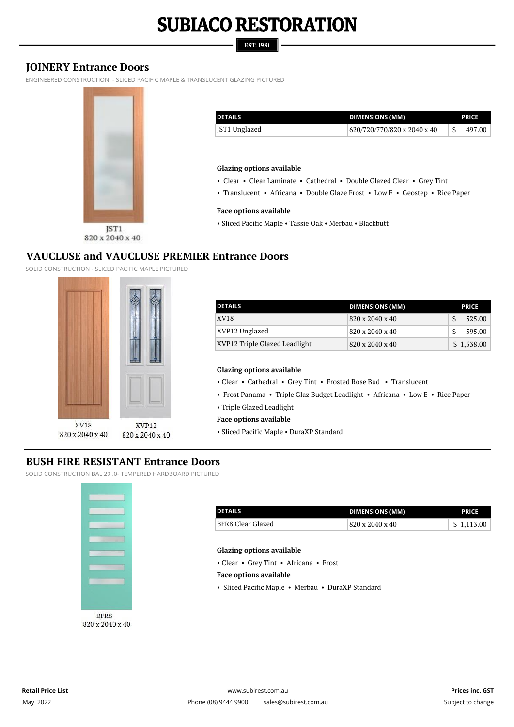# SUBIACO RESTORATION

EST. 1981

## JOINERY Entrance Doors

ENGINEERED CONSTRUCTION - SLICED PACIFIC MAPLE & TRANSLUCENT GLAZING PICTURED

JST1
820 x 2040 x 40

| DETAILS | DIMENSIONS (MM) | PRICE |
|---|---|---|
| JST1 Unglazed | 620/720/770/820 x 2040 x 40 | $ 497.00 |

**Glazing options available**

• Clear • Clear Laminate • Cathedral • Double Glazed Clear • Grey Tint
• Translucent • Africana • Double Glaze Frost • Low E • Geostep • Rice Paper

**Face options available**

• Sliced Pacific Maple • Tassie Oak • Merbau • Blackbutt

## VAUCLUSE and VAUCLUSE PREMIER Entrance Doors

SOLID CONSTRUCTION - SLICED PACIFIC MAPLE PICTURED

XV18
820 x 2040 x 40

XVP12
820 x 2040 x 40

| DETAILS | DIMENSIONS (MM) | PRICE |
|---|---|---|
| XV18 | 820 x 2040 x 40 | $ 525.00 |
| XVP12 Unglazed | 820 x 2040 x 40 | $ 595.00 |
| XVP12 Triple Glazed Leadlight | 820 x 2040 x 40 | $ 1,538.00 |

**Glazing options available**

• Clear • Cathedral • Grey Tint • Frosted Rose Bud • Translucent
• Frost Panama • Triple Glaz Budget Leadlight • Africana • Low E • Rice Paper
• Triple Glazed Leadlight

**Face options available**

• Sliced Pacific Maple • DuraXP Standard

## BUSH FIRE RESISTANT Entrance Doors

SOLID CONSTRUCTION BAL 29 .0- TEMPERED HARDBOARD PICTURED

BFR8
820 x 2040 x 40

| DETAILS | DIMENSIONS (MM) | PRICE |
|---|---|---|
| BFR8 Clear Glazed | 820 x 2040 x 40 | $ 1,113.00 |

**Glazing options available**

• Clear • Grey Tint • Africana • Frost

**Face options available**

• Sliced Pacific Maple • Merbau • DuraXP Standard

**Retail Price List**
May 2022

www.subirest.com.au
Phone (08) 9444 9900 sales@subirest.com.au

**Prices inc. GST**
Subject to change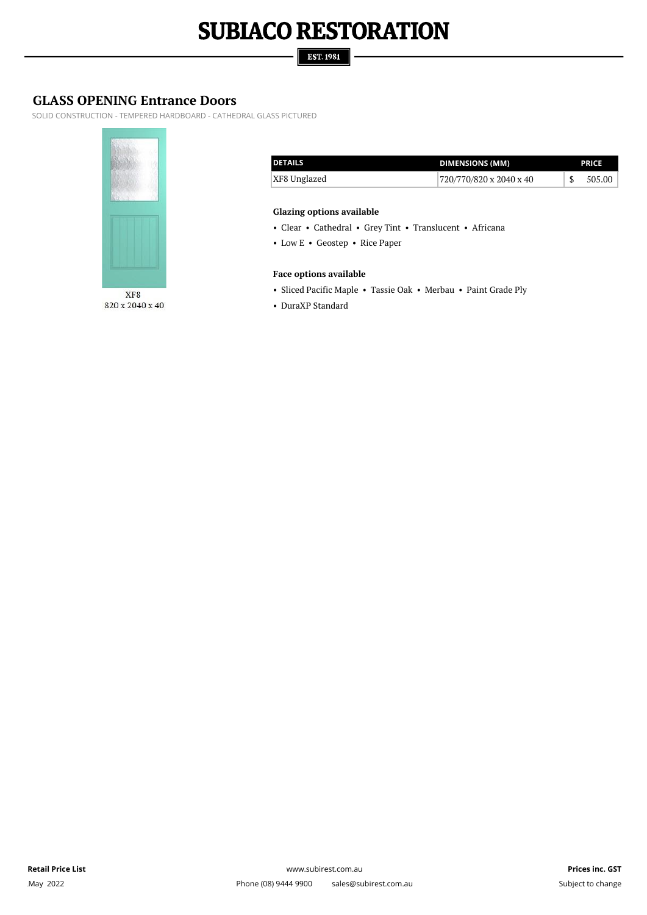## GLASS OPENING Entrance Doors

SOLID CONSTRUCTION - TEMPERED HARDBOARD - CATHEDRAL GLASS PICTURED

XF8
820 x 2040 x 40

| DETAILS | DIMENSIONS (MM) | PRICE |
| --- | --- | --- |
| XF8 Unglazed | 720/770/820 x 2040 x 40 | $ 505.00 |

**Glazing options available**

- Clear • Cathedral • Grey Tint • Translucent • Africana
- Low E • Geostep • Rice Paper

**Face options available**

- Sliced Pacific Maple • Tassie Oak • Merbau • Paint Grade Ply
- DuraXP Standard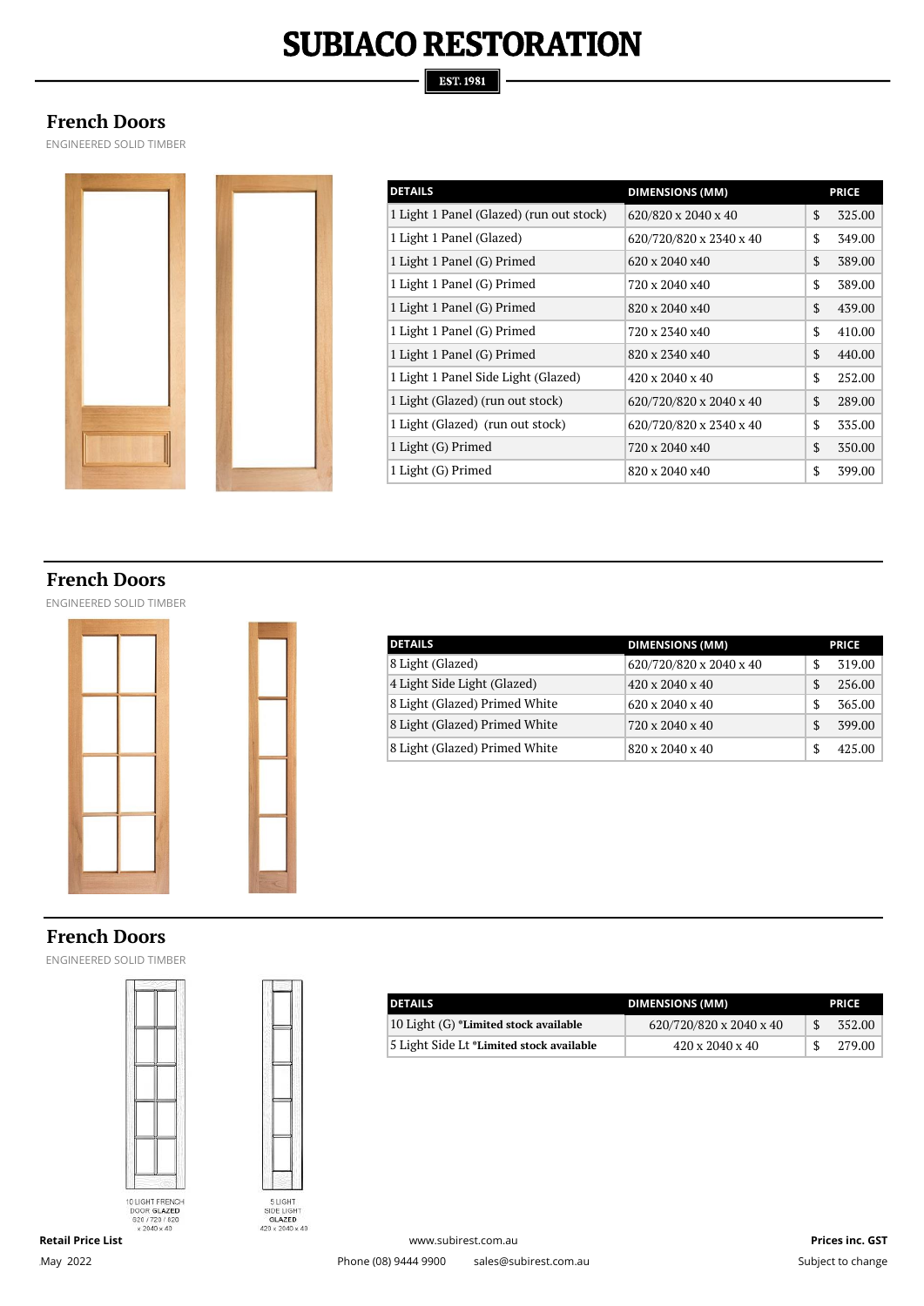# SUBIACO RESTORATION

EST. 1981

## French Doors

ENGINEERED SOLID TIMBER

| DETAILS | DIMENSIONS (MM) | PRICE |
|---|---|---|
| 1 Light 1 Panel (Glazed) (run out stock) | 620/820 x 2040 x 40 | $ 325.00 |
| 1 Light 1 Panel (Glazed) | 620/720/820 x 2340 x 40 | $ 349.00 |
| 1 Light 1 Panel (G) Primed | 620 x 2040 x40 | $ 389.00 |
| 1 Light 1 Panel (G) Primed | 720 x 2040 x40 | $ 389.00 |
| 1 Light 1 Panel (G) Primed | 820 x 2040 x40 | $ 439.00 |
| 1 Light 1 Panel (G) Primed | 720 x 2340 x40 | $ 410.00 |
| 1 Light 1 Panel (G) Primed | 820 x 2340 x40 | $ 440.00 |
| 1 Light 1 Panel Side Light (Glazed) | 420 x 2040 x 40 | $ 252.00 |
| 1 Light (Glazed) (run out stock) | 620/720/820 x 2040 x 40 | $ 289.00 |
| 1 Light (Glazed) (run out stock) | 620/720/820 x 2340 x 40 | $ 335.00 |
| 1 Light (G) Primed | 720 x 2040 x40 | $ 350.00 |
| 1 Light (G) Primed | 820 x 2040 x40 | $ 399.00 |

## French Doors

ENGINEERED SOLID TIMBER

| DETAILS | DIMENSIONS (MM) | PRICE |
|---|---|---|
| 8 Light (Glazed) | 620/720/820 x 2040 x 40 | $ 319.00 |
| 4 Light Side Light (Glazed) | 420 x 2040 x 40 | $ 256.00 |
| 8 Light (Glazed) Primed White | 620 x 2040 x 40 | $ 365.00 |
| 8 Light (Glazed) Primed White | 720 x 2040 x 40 | $ 399.00 |
| 8 Light (Glazed) Primed White | 820 x 2040 x 40 | $ 425.00 |

## French Doors

ENGINEERED SOLID TIMBER

10 LIGHT FRENCH DOOR GLAZED 620 / 720 / 820 x 2040 x 40

5 LIGHT SIDE LIGHT GLAZED 420 x 2040 x 40

| DETAILS | DIMENSIONS (MM) | PRICE |
|---|---|---|
| 10 Light (G) **\*Limited stock available** | 620/720/820 x 2040 x 40 | $ 352.00 |
| 5 Light Side Lt **\*Limited stock available** | 420 x 2040 x 40 | $ 279.00 |

**Retail Price List**
May 2022

www.subirest.com.au
Phone (08) 9444 9900 sales@subirest.com.au

**Prices inc. GST**
Subject to change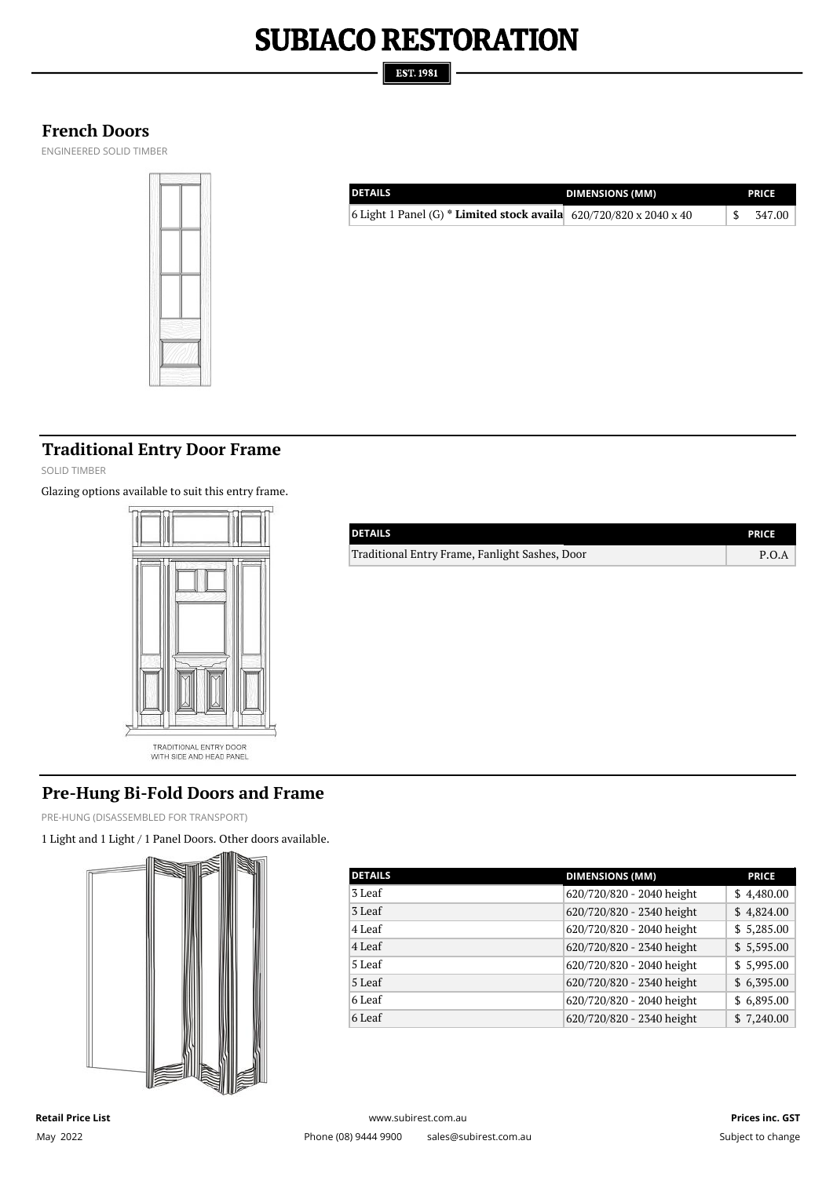# SUBIACO RESTORATION

EST. 1981

## French Doors

ENGINEERED SOLID TIMBER

| DETAILS | DIMENSIONS (MM) | PRICE |
|---|---|---|
| 6 Light 1 Panel (G) * **Limited stock availa** | 620/720/820 x 2040 x 40 | $ 347.00 |

## Traditional Entry Door Frame

SOLID TIMBER

Glazing options available to suit this entry frame.

TRADITIONAL ENTRY DOOR WITH SIDE AND HEAD PANEL

| DETAILS | PRICE |
|---|---|
| Traditional Entry Frame, Fanlight Sashes, Door | P.O.A |

## Pre-Hung Bi-Fold Doors and Frame

PRE-HUNG (DISASSEMBLED FOR TRANSPORT)

1 Light and 1 Light / 1 Panel Doors. Other doors available.

| DETAILS | DIMENSIONS (MM) | PRICE |
|---|---|---|
| 3 Leaf | 620/720/820 - 2040 height | $ 4,480.00 |
| 3 Leaf | 620/720/820 - 2340 height | $ 4,824.00 |
| 4 Leaf | 620/720/820 - 2040 height | $ 5,285.00 |
| 4 Leaf | 620/720/820 - 2340 height | $ 5,595.00 |
| 5 Leaf | 620/720/820 - 2040 height | $ 5,995.00 |
| 5 Leaf | 620/720/820 - 2340 height | $ 6,395.00 |
| 6 Leaf | 620/720/820 - 2040 height | $ 6,895.00 |
| 6 Leaf | 620/720/820 - 2340 height | $ 7,240.00 |

**Retail Price List** www.subirest.com.au **Prices inc. GST**

May 2022 Phone (08) 9444 9900 sales@subirest.com.au Subject to change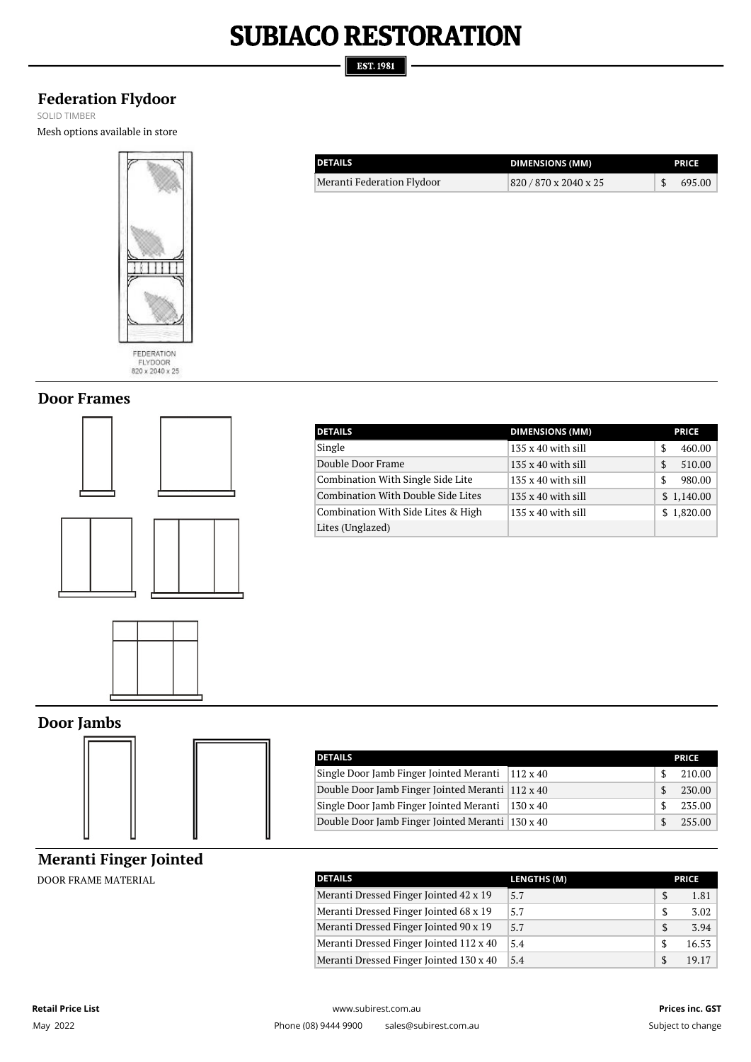# SUBIACO RESTORATION

EST. 1981

## Federation Flydoor

SOLID TIMBER

Mesh options available in store

FEDERATION FLYDOOR 820 x 2040 x 25

| DETAILS | DIMENSIONS (MM) | PRICE |
|---|---|---|
| Meranti Federation Flydoor | 820 / 870 x 2040 x 25 | $ 695.00 |

## Door Frames

| DETAILS | DIMENSIONS (MM) | PRICE |
|---|---|---|
| Single | 135 x 40 with sill | $ 460.00 |
| Double Door Frame | 135 x 40 with sill | $ 510.00 |
| Combination With Single Side Lite | 135 x 40 with sill | $ 980.00 |
| Combination With Double Side Lites | 135 x 40 with sill | $ 1,140.00 |
| Combination With Side Lites & High Lites (Unglazed) | 135 x 40 with sill | $ 1,820.00 |

## Door Jambs

| DETAILS | | PRICE |
|---|---|---|
| Single Door Jamb Finger Jointed Meranti | 112 x 40 | $ 210.00 |
| Double Door Jamb Finger Jointed Meranti | 112 x 40 | $ 230.00 |
| Single Door Jamb Finger Jointed Meranti | 130 x 40 | $ 235.00 |
| Double Door Jamb Finger Jointed Meranti | 130 x 40 | $ 255.00 |

## Meranti Finger Jointed

DOOR FRAME MATERIAL

| DETAILS | LENGTHS (M) | PRICE |
|---|---|---|
| Meranti Dressed Finger Jointed 42 x 19 | 5.7 | $ 1.81 |
| Meranti Dressed Finger Jointed 68 x 19 | 5.7 | $ 3.02 |
| Meranti Dressed Finger Jointed 90 x 19 | 5.7 | $ 3.94 |
| Meranti Dressed Finger Jointed 112 x 40 | 5.4 | $ 16.53 |
| Meranti Dressed Finger Jointed 130 x 40 | 5.4 | $ 19.17 |

**Retail Price List**
May 2022

www.subirest.com.au
Phone (08) 9444 9900 sales@subirest.com.au

**Prices inc. GST**
Subject to change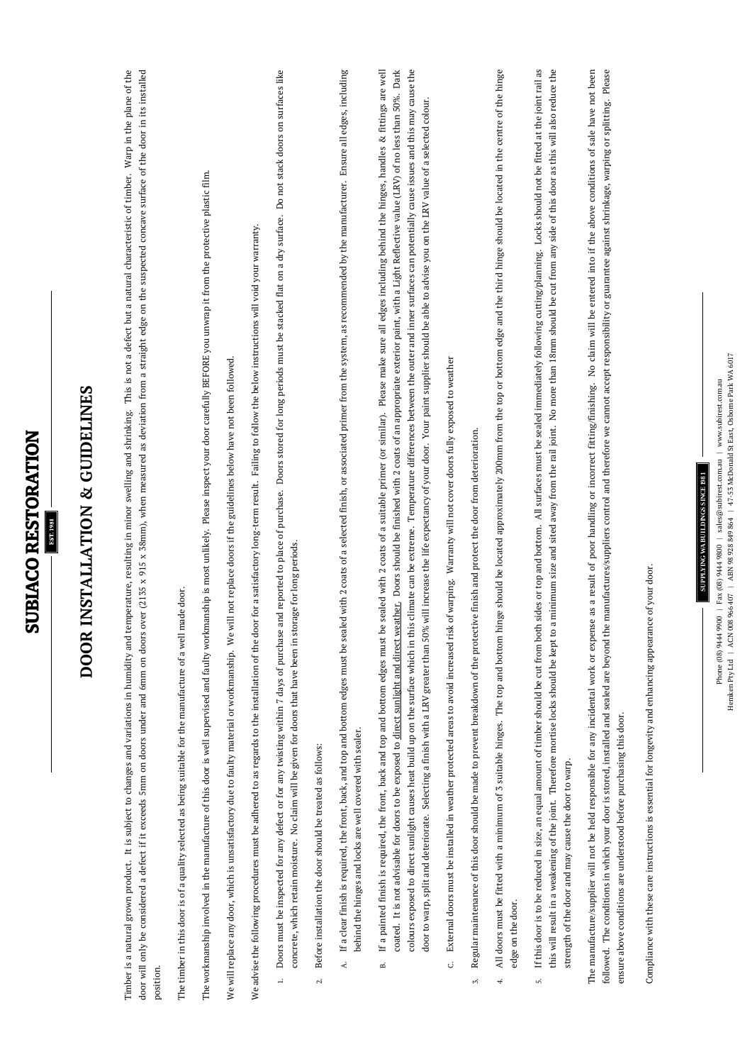# SUBIACO RESTORATION

EST. 1981

## DOOR INSTALLATION & GUIDELINES

Timber is a natural grown product. It is subject to changes and variations in humidity and temperature, resulting in minor swelling and shrinking. This is not a defect but a natural characteristic of timber. Warp in the plane of the door will only be considered a defect if it exceeds 5mm on doors under and 6mm on doors over (2135 x 915 x 38mm), when measured as deviation from a straight edge on the suspected concave surface of the door in its installed position.

The timber in this door is of a quality selected as being suitable for the manufacture of a well made door.

The workmanship involved in the manufacture of this door is well supervised and faulty workmanship is most unlikely. Please inspect your door carefully BEFORE you unwrap it from the protective plastic film.

We will replace any door, which is unsatisfactory due to faulty material or workmanship. We will not replace doors if the guidelines below have not been followed.

We advise the following procedures must be adhered to as regards to the installation of the door for a satisfactory long-term result. Failing to follow the below instructions will void your warranty.

1. Doors must be inspected for any defect or for any twisting within 7 days of purchase and reported to place of purchase. Doors stored for long periods must be stacked flat on a dry surface. Do not stack doors on surfaces like concrete, which retain moisture. No claim will be given for doors that have been in storage for long periods.

2. Before installation the door should be treated as follows:

   A. If a clear finish is required, the front, back, and top and bottom edges must be sealed with 2 coats of a selected finish, or associated primer from the system, as recommended by the manufacturer. Ensure all edges, including behind the hinges and locks are well covered with sealer.

   B. If a painted finish is required, the front, back and top and bottom edges must be sealed with 2 coats of a suitable primer (or similar). Please make sure all edges including behind the hinges, handles & fittings are well coated. It is not advisable for doors to be exposed to direct sunlight and direct weather. Doors should be finished with 2 coats of an appropriate exterior paint, with a Light Reflective value (LRV) of no less than 50%. Dark colours exposed to direct sunlight causes heat build up on the surface which in this climate can be extreme. Temperature differences between the outer and inner surfaces can potentially cause issues and this may cause the door to warp, split and deteriorate. Selecting a finish with a LRV greater than 50% will increase the life expectancy of your door. Your paint supplier should be able to advise you on the LRV value of a selected colour.

   C. External doors must be installed in weather protected areas to avoid increased risk of warping. Warranty will not cover doors fully exposed to weather

3. Regular maintenance of this door should be made to prevent breakdown of the protective finish and protect the door from deterioration.

4. All doors must be fitted with a minimum of 3 suitable hinges. The top and bottom hinge should be located approximately 200mm from the top or bottom edge and the third hinge should be located in the centre of the hinge edge on the door.

5. If this door is to be reduced in size, an equal amount of timber should be cut from both sides or top and bottom. All surfaces must be sealed immediately following cutting/planning. Locks should not be fitted at the joint rail as this will result in a weakening of the joint. Therefore mortise locks should be kept to a minimum size and sited away from the rail joint. No more than 18mm should be cut from any side of this door as this will also reduce the strength of the door and may cause the door to warp.

The manufacture/supplier will not be held responsible for any incidental work or expense as a result of poor handling or incorrect fitting/finishing. No claim will be entered into if the above conditions of sale have not been followed. The conditions in which your door is stored, installed and sealed are beyond the manufactures/suppliers control and therefore we cannot accept responsibility or guarantee against shrinkage, warping or splitting. Please ensure above conditions are understood before purchasing this door.

Compliance with these care instructions is essential for longevity and enhancing appearance of your door.

SUPPLYING WA BUILDINGS SINCE 1981

Phone (08) 9444 9900 | Fax (08) 9444 9800 | sales@subirest.com.au | www.subirest.com.au
Hemken Pty Ltd | ACN 008 966 407 | ABN 98 928 849 864 | 47-53 McDonald St East, Osborne Park WA 6017